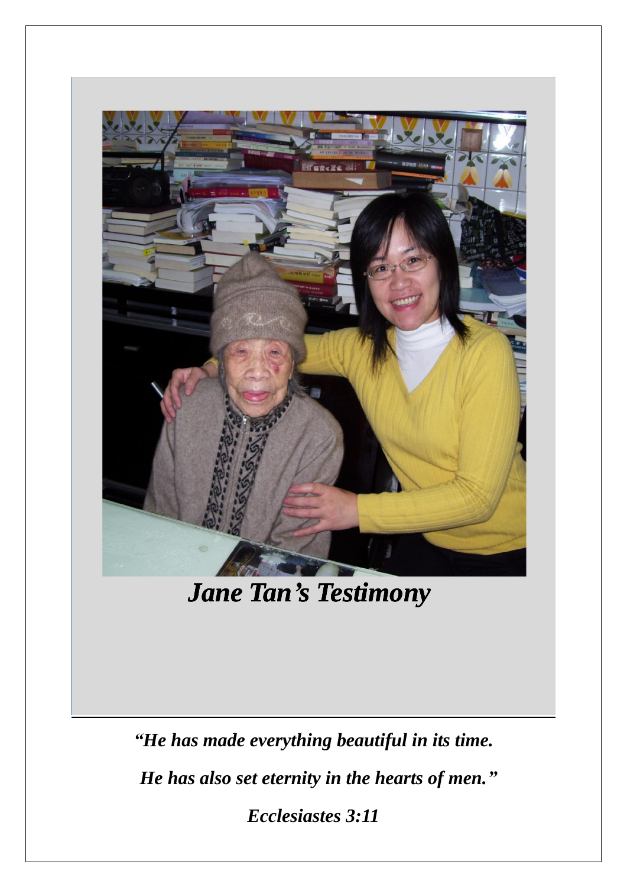# *Jane Tan's Testimony*

***"He has made everything beautiful in its time.***

***He has also set eternity in the hearts of men."***

***Ecclesiastes 3:11***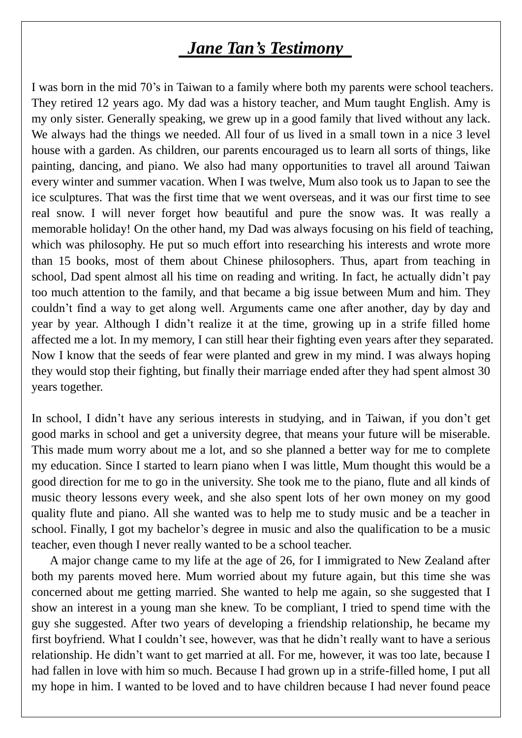# *Jane Tan's Testimony*

I was born in the mid 70's in Taiwan to a family where both my parents were school teachers. They retired 12 years ago. My dad was a history teacher, and Mum taught English. Amy is my only sister. Generally speaking, we grew up in a good family that lived without any lack. We always had the things we needed. All four of us lived in a small town in a nice 3 level house with a garden. As children, our parents encouraged us to learn all sorts of things, like painting, dancing, and piano. We also had many opportunities to travel all around Taiwan every winter and summer vacation. When I was twelve, Mum also took us to Japan to see the ice sculptures. That was the first time that we went overseas, and it was our first time to see real snow. I will never forget how beautiful and pure the snow was. It was really a memorable holiday! On the other hand, my Dad was always focusing on his field of teaching, which was philosophy. He put so much effort into researching his interests and wrote more than 15 books, most of them about Chinese philosophers. Thus, apart from teaching in school, Dad spent almost all his time on reading and writing. In fact, he actually didn't pay too much attention to the family, and that became a big issue between Mum and him. They couldn't find a way to get along well. Arguments came one after another, day by day and year by year. Although I didn't realize it at the time, growing up in a strife filled home affected me a lot. In my memory, I can still hear their fighting even years after they separated. Now I know that the seeds of fear were planted and grew in my mind. I was always hoping they would stop their fighting, but finally their marriage ended after they had spent almost 30 years together.

In school, I didn't have any serious interests in studying, and in Taiwan, if you don't get good marks in school and get a university degree, that means your future will be miserable. This made mum worry about me a lot, and so she planned a better way for me to complete my education. Since I started to learn piano when I was little, Mum thought this would be a good direction for me to go in the university. She took me to the piano, flute and all kinds of music theory lessons every week, and she also spent lots of her own money on my good quality flute and piano. All she wanted was to help me to study music and be a teacher in school. Finally, I got my bachelor's degree in music and also the qualification to be a music teacher, even though I never really wanted to be a school teacher.

A major change came to my life at the age of 26, for I immigrated to New Zealand after both my parents moved here. Mum worried about my future again, but this time she was concerned about me getting married. She wanted to help me again, so she suggested that I show an interest in a young man she knew. To be compliant, I tried to spend time with the guy she suggested. After two years of developing a friendship relationship, he became my first boyfriend. What I couldn't see, however, was that he didn't really want to have a serious relationship. He didn't want to get married at all. For me, however, it was too late, because I had fallen in love with him so much. Because I had grown up in a strife-filled home, I put all my hope in him. I wanted to be loved and to have children because I had never found peace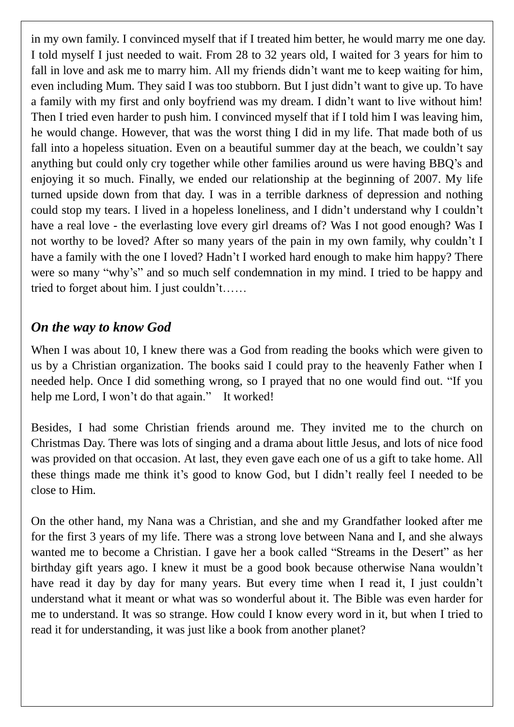in my own family. I convinced myself that if I treated him better, he would marry me one day. I told myself I just needed to wait. From 28 to 32 years old, I waited for 3 years for him to fall in love and ask me to marry him. All my friends didn't want me to keep waiting for him, even including Mum. They said I was too stubborn. But I just didn't want to give up. To have a family with my first and only boyfriend was my dream. I didn't want to live without him! Then I tried even harder to push him. I convinced myself that if I told him I was leaving him, he would change. However, that was the worst thing I did in my life. That made both of us fall into a hopeless situation. Even on a beautiful summer day at the beach, we couldn't say anything but could only cry together while other families around us were having BBQ's and enjoying it so much. Finally, we ended our relationship at the beginning of 2007. My life turned upside down from that day. I was in a terrible darkness of depression and nothing could stop my tears. I lived in a hopeless loneliness, and I didn't understand why I couldn't have a real love - the everlasting love every girl dreams of? Was I not good enough? Was I not worthy to be loved? After so many years of the pain in my own family, why couldn't I have a family with the one I loved? Hadn't I worked hard enough to make him happy? There were so many "why's" and so much self condemnation in my mind. I tried to be happy and tried to forget about him. I just couldn't……

### *On the way to know God*

When I was about 10, I knew there was a God from reading the books which were given to us by a Christian organization. The books said I could pray to the heavenly Father when I needed help. Once I did something wrong, so I prayed that no one would find out. "If you help me Lord, I won't do that again." It worked!

Besides, I had some Christian friends around me. They invited me to the church on Christmas Day. There was lots of singing and a drama about little Jesus, and lots of nice food was provided on that occasion. At last, they even gave each one of us a gift to take home. All these things made me think it's good to know God, but I didn't really feel I needed to be close to Him.

On the other hand, my Nana was a Christian, and she and my Grandfather looked after me for the first 3 years of my life. There was a strong love between Nana and I, and she always wanted me to become a Christian. I gave her a book called "Streams in the Desert" as her birthday gift years ago. I knew it must be a good book because otherwise Nana wouldn't have read it day by day for many years. But every time when I read it, I just couldn't understand what it meant or what was so wonderful about it. The Bible was even harder for me to understand. It was so strange. How could I know every word in it, but when I tried to read it for understanding, it was just like a book from another planet?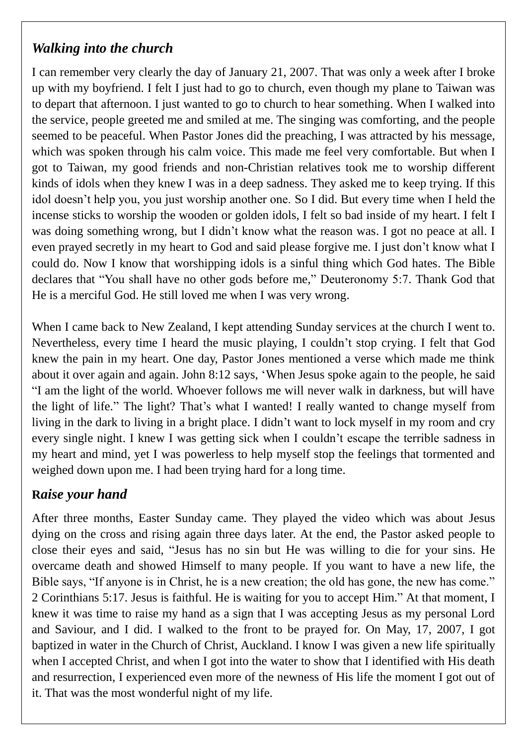### *Walking into the church*

I can remember very clearly the day of January 21, 2007. That was only a week after I broke up with my boyfriend. I felt I just had to go to church, even though my plane to Taiwan was to depart that afternoon. I just wanted to go to church to hear something. When I walked into the service, people greeted me and smiled at me. The singing was comforting, and the people seemed to be peaceful. When Pastor Jones did the preaching, I was attracted by his message, which was spoken through his calm voice. This made me feel very comfortable. But when I got to Taiwan, my good friends and non-Christian relatives took me to worship different kinds of idols when they knew I was in a deep sadness. They asked me to keep trying. If this idol doesn't help you, you just worship another one. So I did. But every time when I held the incense sticks to worship the wooden or golden idols, I felt so bad inside of my heart. I felt I was doing something wrong, but I didn't know what the reason was. I got no peace at all. I even prayed secretly in my heart to God and said please forgive me. I just don't know what I could do. Now I know that worshipping idols is a sinful thing which God hates. The Bible declares that "You shall have no other gods before me," Deuteronomy 5:7. Thank God that He is a merciful God. He still loved me when I was very wrong.

When I came back to New Zealand, I kept attending Sunday services at the church I went to. Nevertheless, every time I heard the music playing, I couldn't stop crying. I felt that God knew the pain in my heart. One day, Pastor Jones mentioned a verse which made me think about it over again and again. John 8:12 says, 'When Jesus spoke again to the people, he said "I am the light of the world. Whoever follows me will never walk in darkness, but will have the light of life." The light? That's what I wanted! I really wanted to change myself from living in the dark to living in a bright place. I didn't want to lock myself in my room and cry every single night. I knew I was getting sick when I couldn't escape the terrible sadness in my heart and mind, yet I was powerless to help myself stop the feelings that tormented and weighed down upon me. I had been trying hard for a long time.

### **R***aise your hand*

After three months, Easter Sunday came. They played the video which was about Jesus dying on the cross and rising again three days later. At the end, the Pastor asked people to close their eyes and said, "Jesus has no sin but He was willing to die for your sins. He overcame death and showed Himself to many people. If you want to have a new life, the Bible says, "If anyone is in Christ, he is a new creation; the old has gone, the new has come." 2 Corinthians 5:17. Jesus is faithful. He is waiting for you to accept Him." At that moment, I knew it was time to raise my hand as a sign that I was accepting Jesus as my personal Lord and Saviour, and I did. I walked to the front to be prayed for. On May, 17, 2007, I got baptized in water in the Church of Christ, Auckland. I know I was given a new life spiritually when I accepted Christ, and when I got into the water to show that I identified with His death and resurrection, I experienced even more of the newness of His life the moment I got out of it. That was the most wonderful night of my life.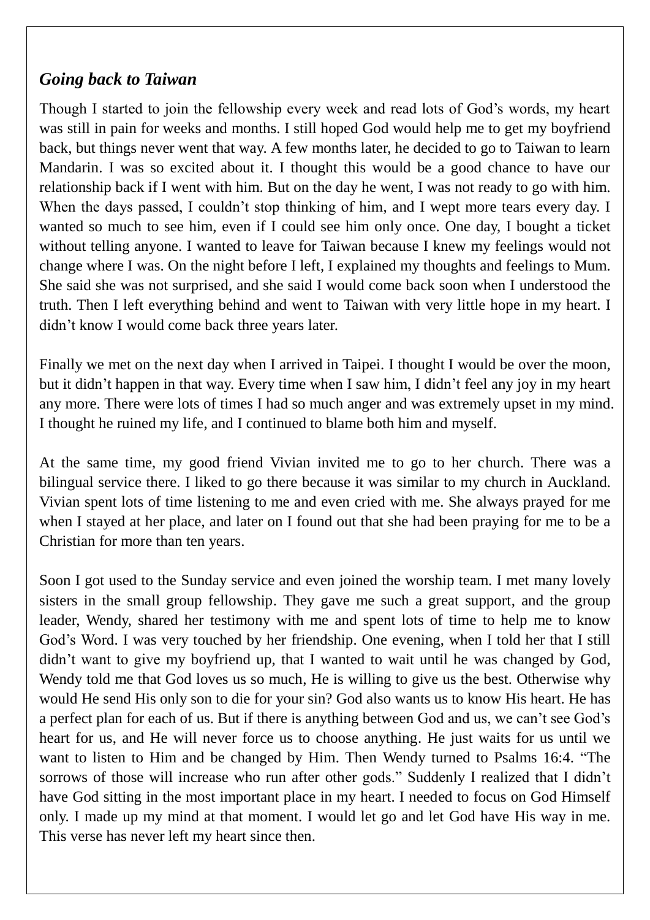## *Going back to Taiwan*

Though I started to join the fellowship every week and read lots of God's words, my heart was still in pain for weeks and months. I still hoped God would help me to get my boyfriend back, but things never went that way. A few months later, he decided to go to Taiwan to learn Mandarin. I was so excited about it. I thought this would be a good chance to have our relationship back if I went with him. But on the day he went, I was not ready to go with him. When the days passed, I couldn't stop thinking of him, and I wept more tears every day. I wanted so much to see him, even if I could see him only once. One day, I bought a ticket without telling anyone. I wanted to leave for Taiwan because I knew my feelings would not change where I was. On the night before I left, I explained my thoughts and feelings to Mum. She said she was not surprised, and she said I would come back soon when I understood the truth. Then I left everything behind and went to Taiwan with very little hope in my heart. I didn't know I would come back three years later.

Finally we met on the next day when I arrived in Taipei. I thought I would be over the moon, but it didn't happen in that way. Every time when I saw him, I didn't feel any joy in my heart any more. There were lots of times I had so much anger and was extremely upset in my mind. I thought he ruined my life, and I continued to blame both him and myself.

At the same time, my good friend Vivian invited me to go to her church. There was a bilingual service there. I liked to go there because it was similar to my church in Auckland. Vivian spent lots of time listening to me and even cried with me. She always prayed for me when I stayed at her place, and later on I found out that she had been praying for me to be a Christian for more than ten years.

Soon I got used to the Sunday service and even joined the worship team. I met many lovely sisters in the small group fellowship. They gave me such a great support, and the group leader, Wendy, shared her testimony with me and spent lots of time to help me to know God's Word. I was very touched by her friendship. One evening, when I told her that I still didn't want to give my boyfriend up, that I wanted to wait until he was changed by God, Wendy told me that God loves us so much, He is willing to give us the best. Otherwise why would He send His only son to die for your sin? God also wants us to know His heart. He has a perfect plan for each of us. But if there is anything between God and us, we can't see God's heart for us, and He will never force us to choose anything. He just waits for us until we want to listen to Him and be changed by Him. Then Wendy turned to Psalms 16:4. "The sorrows of those will increase who run after other gods." Suddenly I realized that I didn't have God sitting in the most important place in my heart. I needed to focus on God Himself only. I made up my mind at that moment. I would let go and let God have His way in me. This verse has never left my heart since then.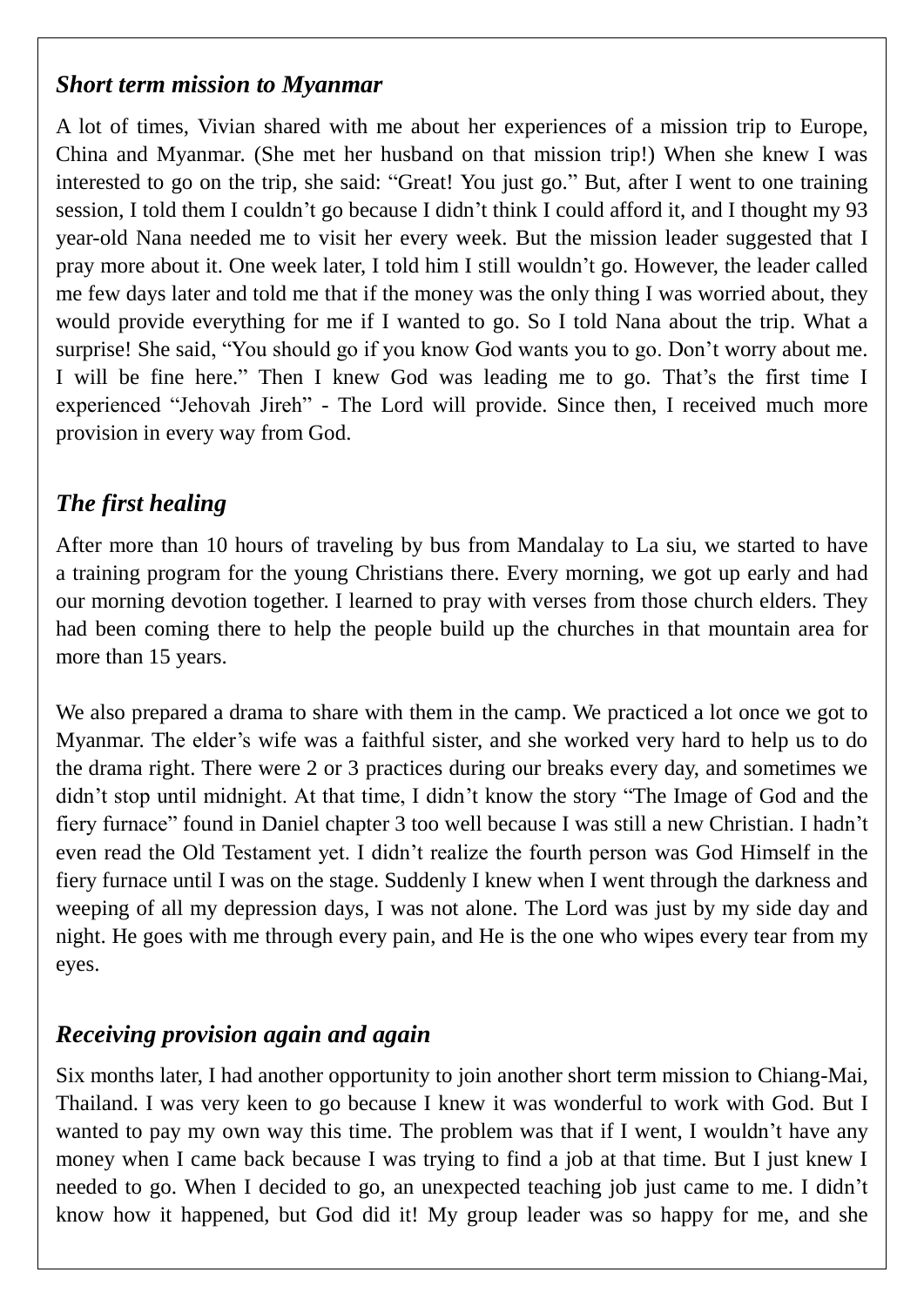### *Short term mission to Myanmar*

A lot of times, Vivian shared with me about her experiences of a mission trip to Europe, China and Myanmar. (She met her husband on that mission trip!) When she knew I was interested to go on the trip, she said: "Great! You just go." But, after I went to one training session, I told them I couldn't go because I didn't think I could afford it, and I thought my 93 year-old Nana needed me to visit her every week. But the mission leader suggested that I pray more about it. One week later, I told him I still wouldn't go. However, the leader called me few days later and told me that if the money was the only thing I was worried about, they would provide everything for me if I wanted to go. So I told Nana about the trip. What a surprise! She said, "You should go if you know God wants you to go. Don't worry about me. I will be fine here." Then I knew God was leading me to go. That's the first time I experienced "Jehovah Jireh" - The Lord will provide. Since then, I received much more provision in every way from God.

### *The first healing*

After more than 10 hours of traveling by bus from Mandalay to La siu, we started to have a training program for the young Christians there. Every morning, we got up early and had our morning devotion together. I learned to pray with verses from those church elders. They had been coming there to help the people build up the churches in that mountain area for more than 15 years.

We also prepared a drama to share with them in the camp. We practiced a lot once we got to Myanmar. The elder's wife was a faithful sister, and she worked very hard to help us to do the drama right. There were 2 or 3 practices during our breaks every day, and sometimes we didn't stop until midnight. At that time, I didn't know the story "The Image of God and the fiery furnace" found in Daniel chapter 3 too well because I was still a new Christian. I hadn't even read the Old Testament yet. I didn't realize the fourth person was God Himself in the fiery furnace until I was on the stage. Suddenly I knew when I went through the darkness and weeping of all my depression days, I was not alone. The Lord was just by my side day and night. He goes with me through every pain, and He is the one who wipes every tear from my eyes.

### *Receiving provision again and again*

Six months later, I had another opportunity to join another short term mission to Chiang-Mai, Thailand. I was very keen to go because I knew it was wonderful to work with God. But I wanted to pay my own way this time. The problem was that if I went, I wouldn't have any money when I came back because I was trying to find a job at that time. But I just knew I needed to go. When I decided to go, an unexpected teaching job just came to me. I didn't know how it happened, but God did it! My group leader was so happy for me, and she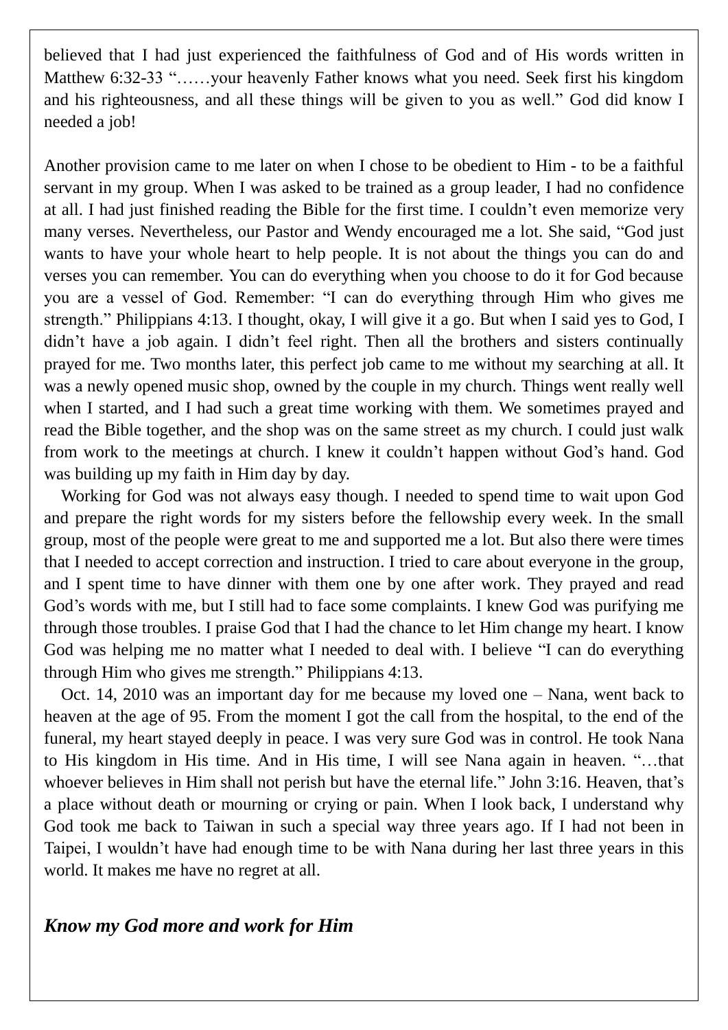believed that I had just experienced the faithfulness of God and of His words written in Matthew 6:32-33 "……your heavenly Father knows what you need. Seek first his kingdom and his righteousness, and all these things will be given to you as well." God did know I needed a job!

Another provision came to me later on when I chose to be obedient to Him - to be a faithful servant in my group. When I was asked to be trained as a group leader, I had no confidence at all. I had just finished reading the Bible for the first time. I couldn't even memorize very many verses. Nevertheless, our Pastor and Wendy encouraged me a lot. She said, "God just wants to have your whole heart to help people. It is not about the things you can do and verses you can remember. You can do everything when you choose to do it for God because you are a vessel of God. Remember: "I can do everything through Him who gives me strength." Philippians 4:13. I thought, okay, I will give it a go. But when I said yes to God, I didn't have a job again. I didn't feel right. Then all the brothers and sisters continually prayed for me. Two months later, this perfect job came to me without my searching at all. It was a newly opened music shop, owned by the couple in my church. Things went really well when I started, and I had such a great time working with them. We sometimes prayed and read the Bible together, and the shop was on the same street as my church. I could just walk from work to the meetings at church. I knew it couldn't happen without God's hand. God was building up my faith in Him day by day.

Working for God was not always easy though. I needed to spend time to wait upon God and prepare the right words for my sisters before the fellowship every week. In the small group, most of the people were great to me and supported me a lot. But also there were times that I needed to accept correction and instruction. I tried to care about everyone in the group, and I spent time to have dinner with them one by one after work. They prayed and read God's words with me, but I still had to face some complaints. I knew God was purifying me through those troubles. I praise God that I had the chance to let Him change my heart. I know God was helping me no matter what I needed to deal with. I believe "I can do everything through Him who gives me strength." Philippians 4:13.

Oct. 14, 2010 was an important day for me because my loved one – Nana, went back to heaven at the age of 95. From the moment I got the call from the hospital, to the end of the funeral, my heart stayed deeply in peace. I was very sure God was in control. He took Nana to His kingdom in His time. And in His time, I will see Nana again in heaven. "…that whoever believes in Him shall not perish but have the eternal life." John 3:16. Heaven, that's a place without death or mourning or crying or pain. When I look back, I understand why God took me back to Taiwan in such a special way three years ago. If I had not been in Taipei, I wouldn't have had enough time to be with Nana during her last three years in this world. It makes me have no regret at all.

### *Know my God more and work for Him*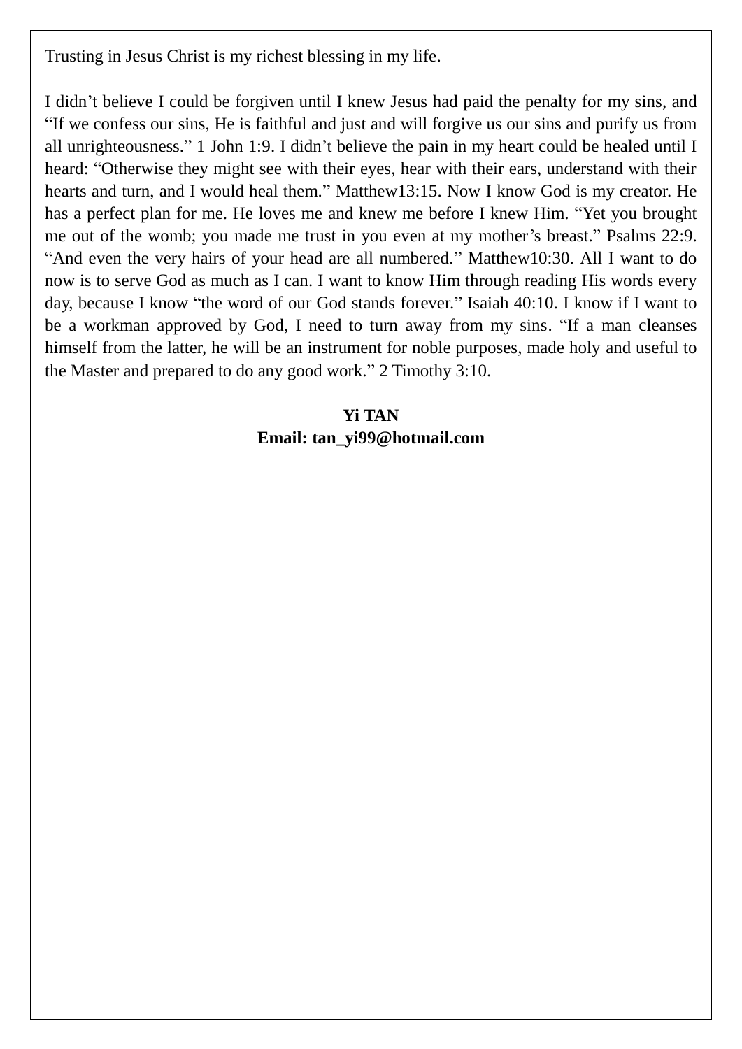Trusting in Jesus Christ is my richest blessing in my life.

I didn't believe I could be forgiven until I knew Jesus had paid the penalty for my sins, and "If we confess our sins, He is faithful and just and will forgive us our sins and purify us from all unrighteousness." 1 John 1:9. I didn't believe the pain in my heart could be healed until I heard: "Otherwise they might see with their eyes, hear with their ears, understand with their hearts and turn, and I would heal them." Matthew13:15. Now I know God is my creator. He has a perfect plan for me. He loves me and knew me before I knew Him. "Yet you brought me out of the womb; you made me trust in you even at my mother's breast." Psalms 22:9. "And even the very hairs of your head are all numbered." Matthew10:30. All I want to do now is to serve God as much as I can. I want to know Him through reading His words every day, because I know "the word of our God stands forever." Isaiah 40:10. I know if I want to be a workman approved by God, I need to turn away from my sins. "If a man cleanses himself from the latter, he will be an instrument for noble purposes, made holy and useful to the Master and prepared to do any good work." 2 Timothy 3:10.

**Yi TAN**
**Email: tan_yi99@hotmail.com**